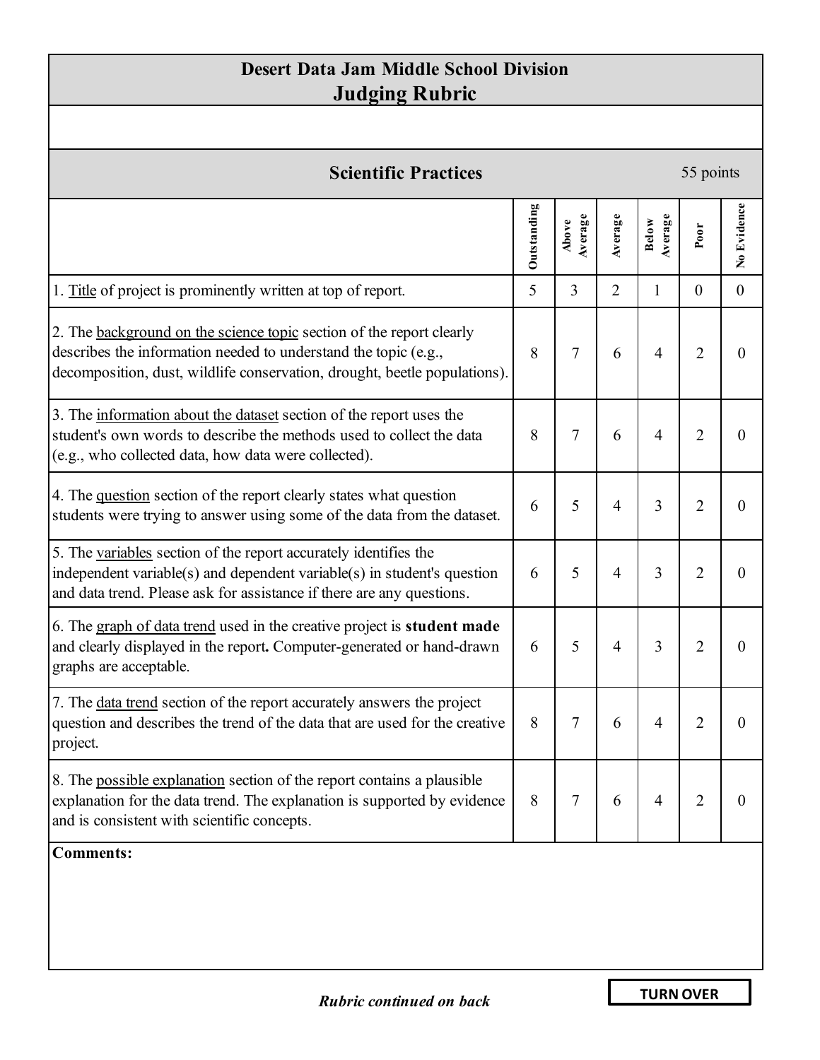# Desert Data Jam Middle School Division
## Judging Rubric

### Scientific Practices — 55 points

| | Outstanding | Above Average | Average | Below Average | Poor | No Evidence |
|---|---|---|---|---|---|---|
| 1. Title of project is prominently written at top of report. | 5 | 3 | 2 | 1 | 0 | 0 |
| 2. The background on the science topic section of the report clearly describes the information needed to understand the topic (e.g., decomposition, dust, wildlife conservation, drought, beetle populations). | 8 | 7 | 6 | 4 | 2 | 0 |
| 3. The information about the dataset section of the report uses the student's own words to describe the methods used to collect the data (e.g., who collected data, how data were collected). | 8 | 7 | 6 | 4 | 2 | 0 |
| 4. The question section of the report clearly states what question students were trying to answer using some of the data from the dataset. | 6 | 5 | 4 | 3 | 2 | 0 |
| 5. The variables section of the report accurately identifies the independent variable(s) and dependent variable(s) in student's question and data trend. Please ask for assistance if there are any questions. | 6 | 5 | 4 | 3 | 2 | 0 |
| 6. The graph of data trend used in the creative project is **student made** and clearly displayed in the report**.** Computer-generated or hand-drawn graphs are acceptable. | 6 | 5 | 4 | 3 | 2 | 0 |
| 7. The data trend section of the report accurately answers the project question and describes the trend of the data that are used for the creative project. | 8 | 7 | 6 | 4 | 2 | 0 |
| 8. The possible explanation section of the report contains a plausible explanation for the data trend. The explanation is supported by evidence and is consistent with scientific concepts. | 8 | 7 | 6 | 4 | 2 | 0 |

**Comments:**

***Rubric continued on back***

**TURN OVER**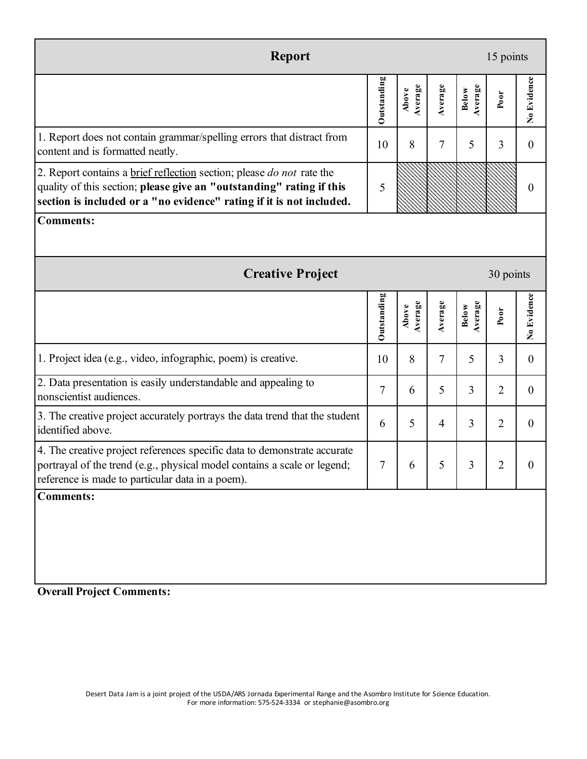## Report

15 points

| | Outstanding | Above Average | Average | Below Average | Poor | No Evidence |
|---|---|---|---|---|---|---|
| 1. Report does not contain grammar/spelling errors that distract from content and is formatted neatly. | 10 | 8 | 7 | 5 | 3 | 0 |
| 2. Report contains a brief reflection section; please *do not* rate the quality of this section; **please give an "outstanding" rating if this section is included or a "no evidence" rating if it is not included.** | 5 | | | | | 0 |

**Comments:**

## Creative Project

30 points

| | Outstanding | Above Average | Average | Below Average | Poor | No Evidence |
|---|---|---|---|---|---|---|
| 1. Project idea (e.g., video, infographic, poem) is creative. | 10 | 8 | 7 | 5 | 3 | 0 |
| 2. Data presentation is easily understandable and appealing to nonscientist audiences. | 7 | 6 | 5 | 3 | 2 | 0 |
| 3. The creative project accurately portrays the data trend that the student identified above. | 6 | 5 | 4 | 3 | 2 | 0 |
| 4. The creative project references specific data to demonstrate accurate portrayal of the trend (e.g., physical model contains a scale or legend; reference is made to particular data in a poem). | 7 | 6 | 5 | 3 | 2 | 0 |

**Comments:**

**Overall Project Comments:**

Desert Data Jam is a joint project of the USDA/ARS Jornada Experimental Range and the Asombro Institute for Science Education.
For more information: 575-524-3334 or stephanie@asombro.org